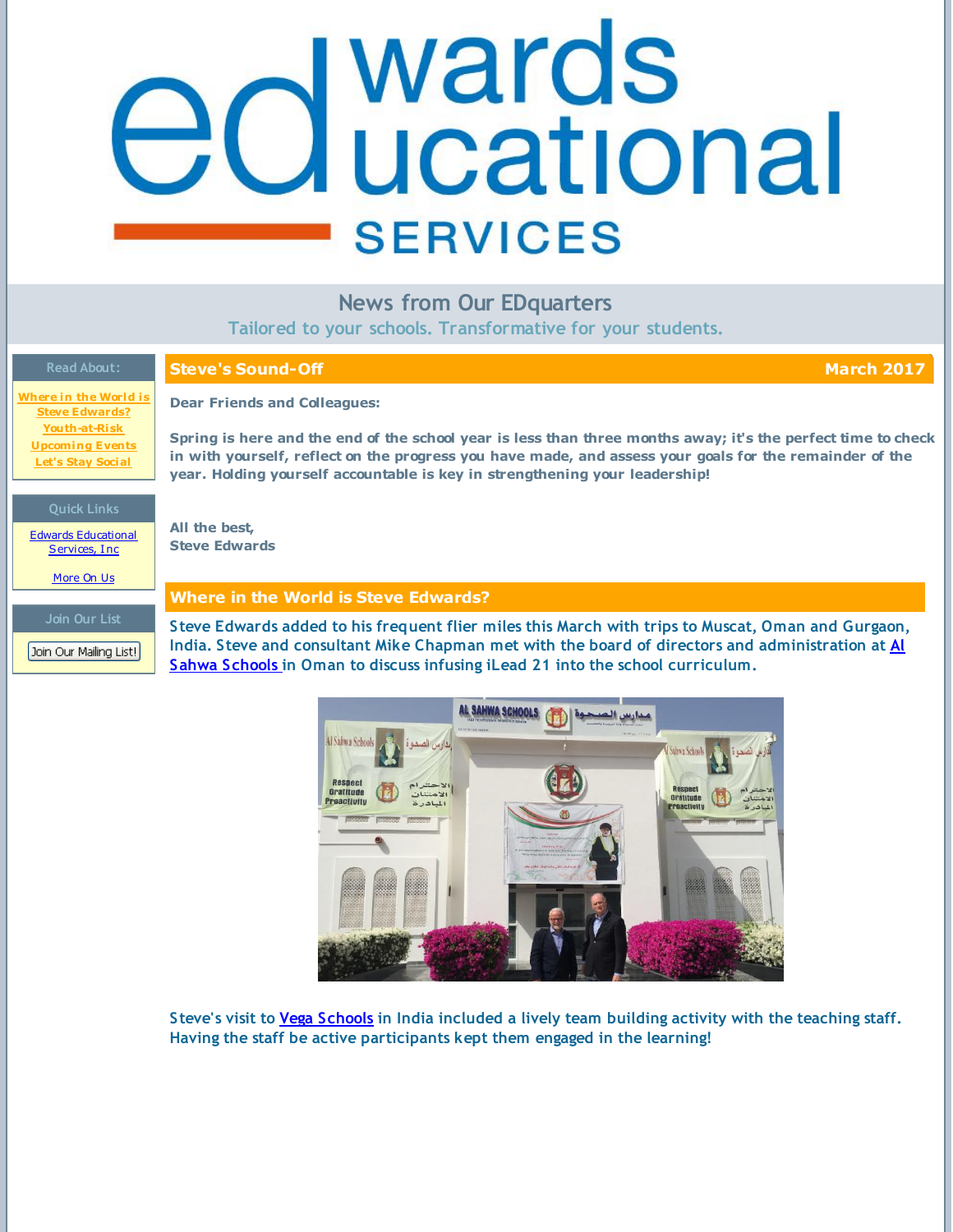# Edwards Educational Services

## News from Our EDquarters

Tailored to your schools. Transformative for your students.

**Read About:**

- [Where in the World is Steve Edwards?]
- [Youth-at-Risk]
- [Upcoming Events]
- [Let's Stay Social]

**Quick Links**

- [Edwards Educational Services, Inc]
- [More On Us]

**Join Our List**

Join Our Mailing List!

## Steve's Sound-Off — March 2017

**Dear Friends and Colleagues:**

**Spring is here and the end of the school year is less than three months away; it's the perfect time to check in with yourself, reflect on the progress you have made, and assess your goals for the remainder of the year. Holding yourself accountable is key in strengthening your leadership!**

**All the best,**
**Steve Edwards**

## Where in the World is Steve Edwards?

Steve Edwards added to his frequent flier miles this March with trips to Muscat, Oman and Gurgaon, India. Steve and consultant Mike Chapman met with the board of directors and administration at Al Sahwa Schools in Oman to discuss infusing iLead 21 into the school curriculum.

Steve's visit to Vega Schools in India included a lively team building activity with the teaching staff. Having the staff be active participants kept them engaged in the learning!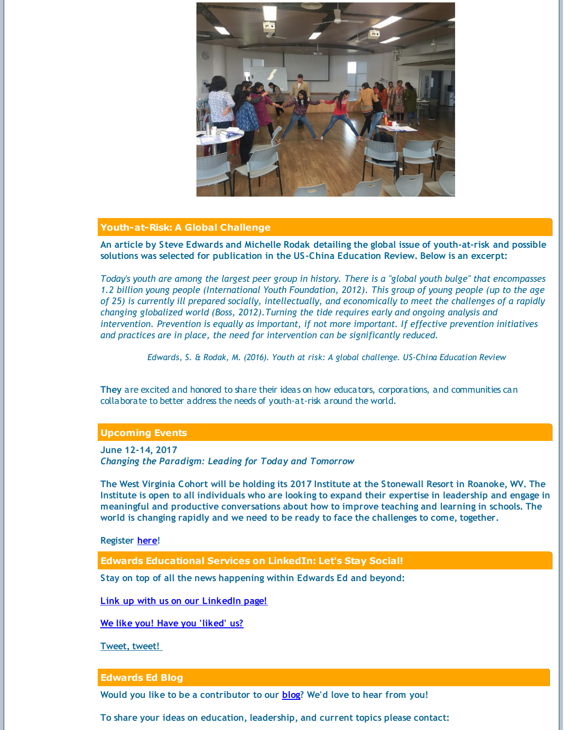## Youth-at-Risk: A Global Challenge

**An article by Steve Edwards and Michelle Rodak detailing the global issue of youth-at-risk and possible solutions was selected for publication in the US-China Education Review. Below is an excerpt:**

*Today's youth are among the largest peer group in history. There is a "global youth bulge" that encompasses 1.2 billion young people (International Youth Foundation, 2012). This group of young people (up to the age of 25) is currently ill prepared socially, intellectually, and economically to meet the challenges of a rapidly changing globalized world (Boss, 2012).Turning the tide requires early and ongoing analysis and intervention. Prevention is equally as important, if not more important. If effective prevention initiatives and practices are in place, the need for intervention can be significantly reduced.*

*Edwards, S. & Rodak, M. (2016). Youth at risk: A global challenge. US-China Education Review*

**They** are excited and honored to share their ideas on how educators, corporations, and communities can collaborate to better address the needs of youth-at-risk around the world.

## Upcoming Events

**June 12-14, 2017**
***Changing the Paradigm: Leading for Today and Tomorrow***

**The West Virginia Cohort will be holding its 2017 Institute at the Stonewall Resort in Roanoke, WV. The Institute is open to all individuals who are looking to expand their expertise in leadership and engage in meaningful and productive conversations about how to improve teaching and learning in schools. The world is changing rapidly and we need to be ready to face the challenges to come, together.**

Register **here**!

## Edwards Educational Services on LinkedIn: Let's Stay Social!

**Stay on top of all the news happening within Edwards Ed and beyond:**

**Link up with us on our LinkedIn page!**

**We like you! Have you 'liked' us?**

**Tweet, tweet!**

## Edwards Ed Blog

**Would you like to be a contributor to our blog? We'd love to hear from you!**

**To share your ideas on education, leadership, and current topics please contact:**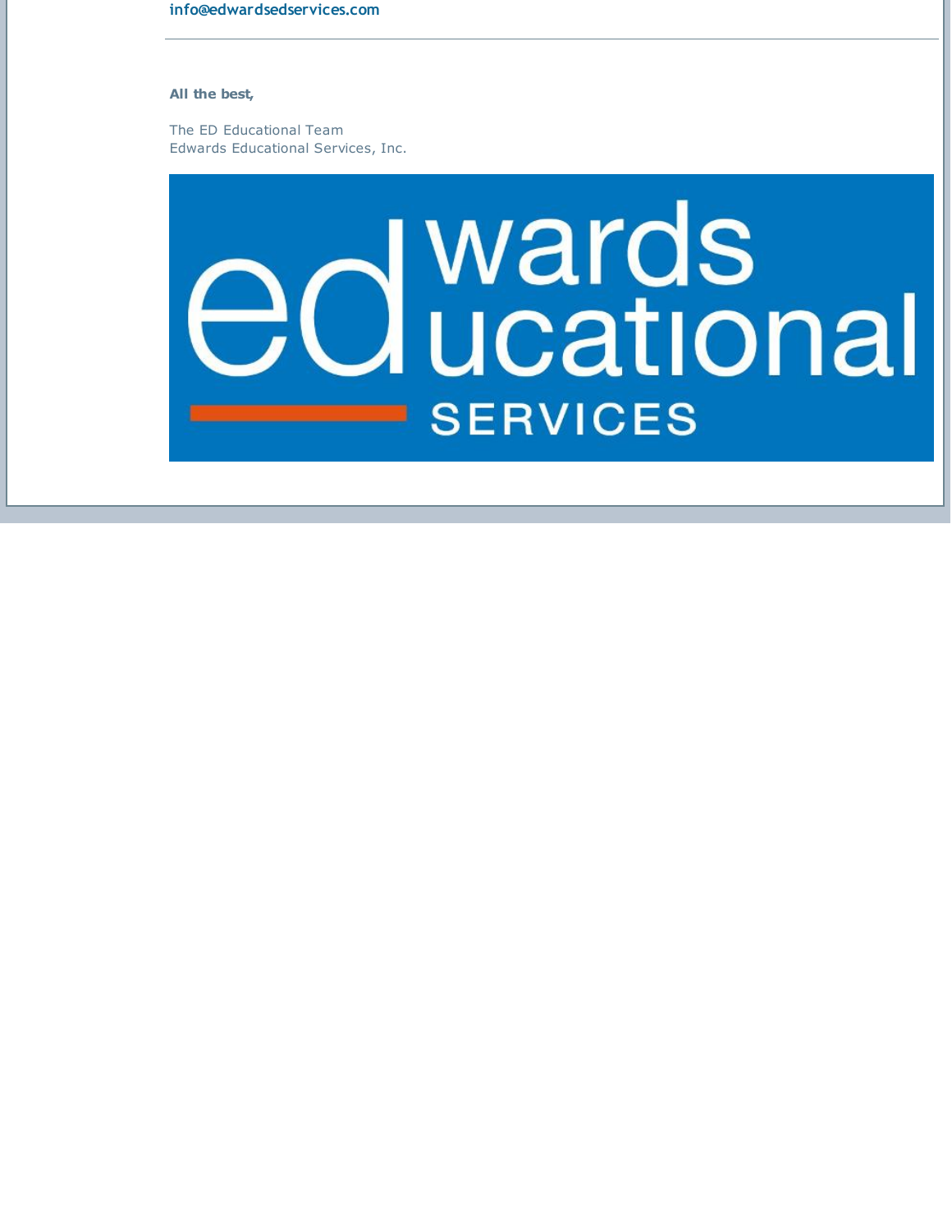info@edwardsedservices.com

---

**All the best,**

The ED Educational Team
Edwards Educational Services, Inc.

edwards educational SERVICES